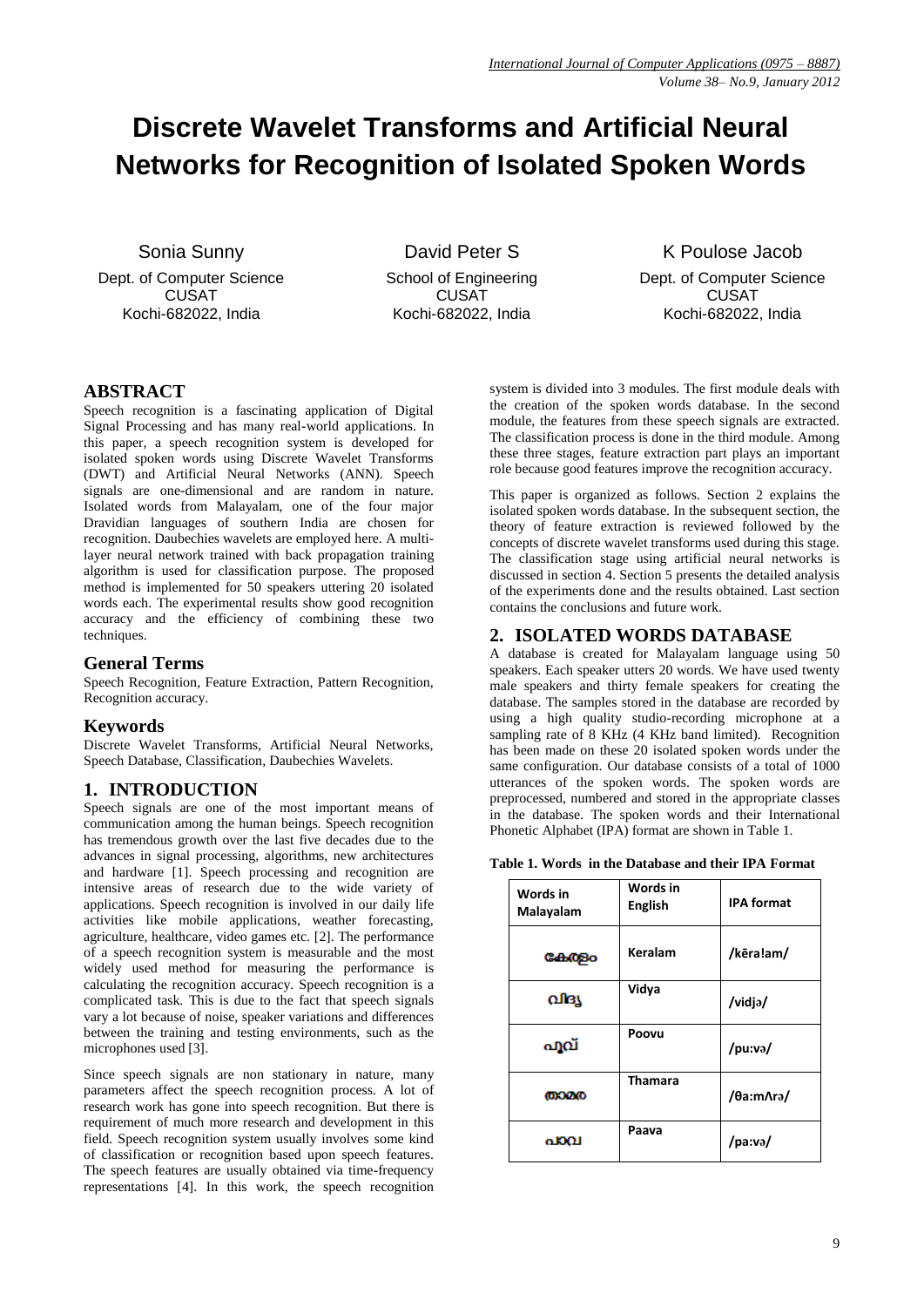# Discrete Wavelet Transforms and Artificial Neural Networks for Recognition of Isolated Spoken Words

Sonia Sunny
Dept. of Computer Science
CUSAT
Kochi-682022, India

David Peter S
School of Engineering
CUSAT
Kochi-682022, India

K Poulose Jacob
Dept. of Computer Science
CUSAT
Kochi-682022, India

## ABSTRACT

Speech recognition is a fascinating application of Digital Signal Processing and has many real-world applications. In this paper, a speech recognition system is developed for isolated spoken words using Discrete Wavelet Transforms (DWT) and Artificial Neural Networks (ANN). Speech signals are one-dimensional and are random in nature. Isolated words from Malayalam, one of the four major Dravidian languages of southern India are chosen for recognition. Daubechies wavelets are employed here. A multi-layer neural network trained with back propagation training algorithm is used for classification purpose. The proposed method is implemented for 50 speakers uttering 20 isolated words each. The experimental results show good recognition accuracy and the efficiency of combining these two techniques.

### General Terms

Speech Recognition, Feature Extraction, Pattern Recognition, Recognition accuracy.

### Keywords

Discrete Wavelet Transforms, Artificial Neural Networks, Speech Database, Classification, Daubechies Wavelets.

## 1. INTRODUCTION

Speech signals are one of the most important means of communication among the human beings. Speech recognition has tremendous growth over the last five decades due to the advances in signal processing, algorithms, new architectures and hardware [1]. Speech processing and recognition are intensive areas of research due to the wide variety of applications. Speech recognition is involved in our daily life activities like mobile applications, weather forecasting, agriculture, healthcare, video games etc. [2]. The performance of a speech recognition system is measurable and the most widely used method for measuring the performance is calculating the recognition accuracy. Speech recognition is a complicated task. This is due to the fact that speech signals vary a lot because of noise, speaker variations and differences between the training and testing environments, such as the microphones used [3].

Since speech signals are non stationary in nature, many parameters affect the speech recognition process. A lot of research work has gone into speech recognition. But there is requirement of much more research and development in this field. Speech recognition system usually involves some kind of classification or recognition based upon speech features. The speech features are usually obtained via time-frequency representations [4]. In this work, the speech recognition system is divided into 3 modules. The first module deals with the creation of the spoken words database. In the second module, the features from these speech signals are extracted. The classification process is done in the third module. Among these three stages, feature extraction part plays an important role because good features improve the recognition accuracy.

This paper is organized as follows. Section 2 explains the isolated spoken words database. In the subsequent section, the theory of feature extraction is reviewed followed by the concepts of discrete wavelet transforms used during this stage. The classification stage using artificial neural networks is discussed in section 4. Section 5 presents the detailed analysis of the experiments done and the results obtained. Last section contains the conclusions and future work.

## 2. ISOLATED WORDS DATABASE

A database is created for Malayalam language using 50 speakers. Each speaker utters 20 words. We have used twenty male speakers and thirty female speakers for creating the database. The samples stored in the database are recorded by using a high quality studio-recording microphone at a sampling rate of 8 KHz (4 KHz band limited). Recognition has been made on these 20 isolated spoken words under the same configuration. Our database consists of a total of 1000 utterances of the spoken words. The spoken words are preprocessed, numbered and stored in the appropriate classes in the database. The spoken words and their International Phonetic Alphabet (IPA) format are shown in Table 1.

**Table 1. Words in the Database and their IPA Format**

| Words in Malayalam | Words in English | IPA format |
|---|---|---|
| കേരളം | Keralam | /kēra!am/ |
| വിദ്യ | Vidya | /vidjə/ |
| പൂവ് | Poovu | /pu:və/ |
| താമര | Thamara | /θa:mʌrə/ |
| പാവ | Paava | /pa:və/ |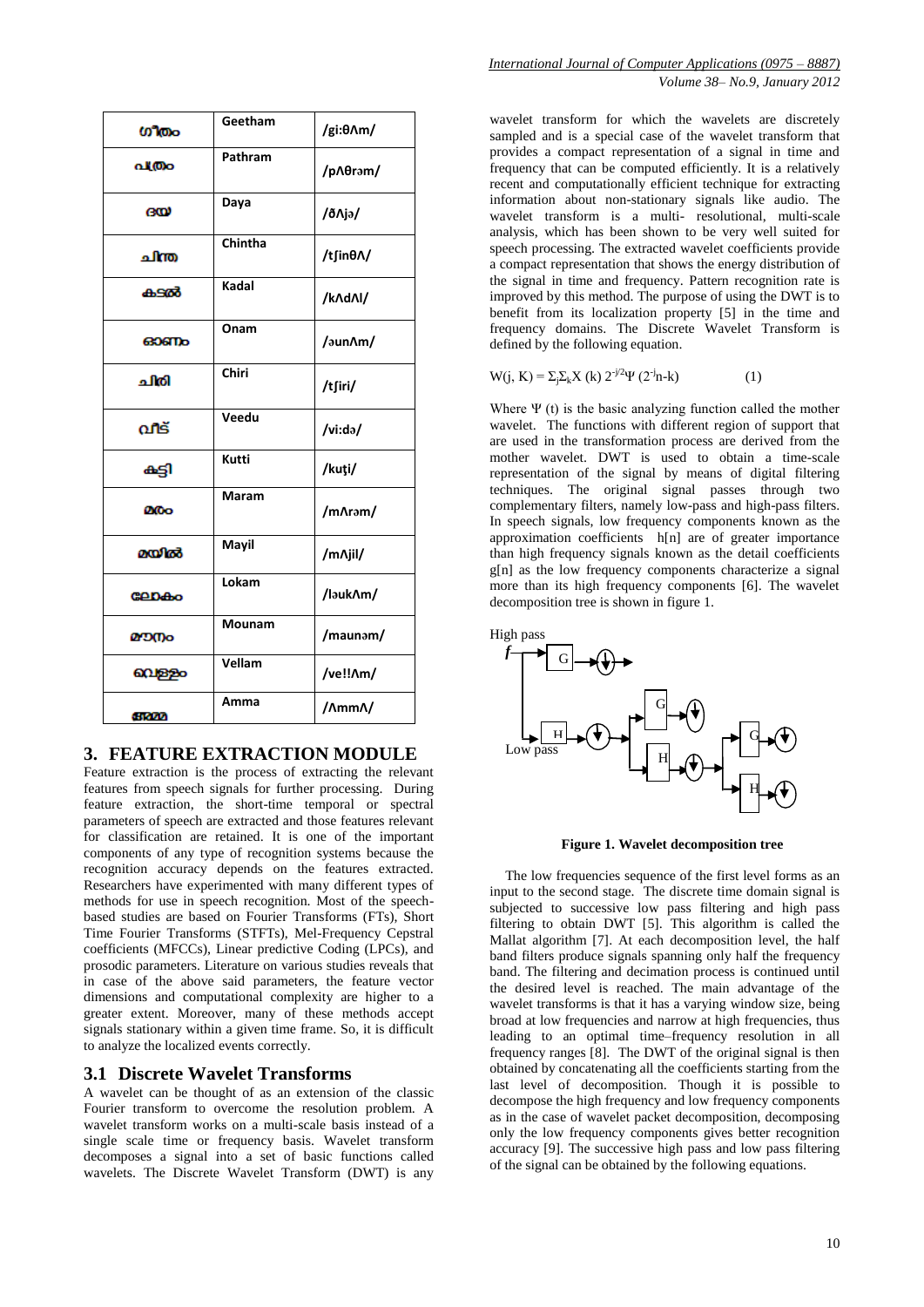| | | |
|---|---|---|
| ഗീതം | Geetham | /gi:θʌm/ |
| പത്രം | Pathram | /pʌθrəm/ |
| ദയ | Daya | /ðʌjə/ |
| ചിന്ത | Chintha | /tʃinθʌ/ |
| കടൽ | Kadal | /kʌdʌl/ |
| ഓണം | Onam | /əunʌm/ |
| ചിരി | Chiri | /tʃiri/ |
| വീട് | Veedu | /vi:də/ |
| കുട്ടി | Kutti | /kuţi/ |
| മരം | Maram | /mʌrəm/ |
| മയിൽ | Mayil | /mʌjil/ |
| ലോകം | Lokam | /ləukʌm/ |
| മൗനം | Mounam | /maunəm/ |
| വെള്ളം | Vellam | /ve!!ʌm/ |
| അമ്മ | Amma | /ʌmmʌ/ |

## 3. FEATURE EXTRACTION MODULE

Feature extraction is the process of extracting the relevant features from speech signals for further processing. During feature extraction, the short-time temporal or spectral parameters of speech are extracted and those features relevant for classification are retained. It is one of the important components of any type of recognition systems because the recognition accuracy depends on the features extracted. Researchers have experimented with many different types of methods for use in speech recognition. Most of the speech-based studies are based on Fourier Transforms (FTs), Short Time Fourier Transforms (STFTs), Mel-Frequency Cepstral coefficients (MFCCs), Linear predictive Coding (LPCs), and prosodic parameters. Literature on various studies reveals that in case of the above said parameters, the feature vector dimensions and computational complexity are higher to a greater extent. Moreover, many of these methods accept signals stationary within a given time frame. So, it is difficult to analyze the localized events correctly.

### 3.1 Discrete Wavelet Transforms

A wavelet can be thought of as an extension of the classic Fourier transform to overcome the resolution problem. A wavelet transform works on a multi-scale basis instead of a single scale time or frequency basis. Wavelet transform decomposes a signal into a set of basic functions called wavelets. The Discrete Wavelet Transform (DWT) is any wavelet transform for which the wavelets are discretely sampled and is a special case of the wavelet transform that provides a compact representation of a signal in time and frequency that can be computed efficiently. It is a relatively recent and computationally efficient technique for extracting information about non-stationary signals like audio. The wavelet transform is a multi- resolutional, multi-scale analysis, which has been shown to be very well suited for speech processing. The extracted wavelet coefficients provide a compact representation that shows the energy distribution of the signal in time and frequency. Pattern recognition rate is improved by this method. The purpose of using the DWT is to benefit from its localization property [5] in the time and frequency domains. The Discrete Wavelet Transform is defined by the following equation.

$$W(j, K) = \Sigma_j \Sigma_k X(k)\, 2^{-j/2} \Psi(2^{-j}n-k) \qquad (1)$$

Where $\Psi$ (t) is the basic analyzing function called the mother wavelet. The functions with different region of support that are used in the transformation process are derived from the mother wavelet. DWT is used to obtain a time-scale representation of the signal by means of digital filtering techniques. The original signal passes through two complementary filters, namely low-pass and high-pass filters. In speech signals, low frequency components known as the approximation coefficients h[n] are of greater importance than high frequency signals known as the detail coefficients g[n] as the low frequency components characterize a signal more than its high frequency components [6]. The wavelet decomposition tree is shown in figure 1.

**Figure 1. Wavelet decomposition tree**

The low frequencies sequence of the first level forms as an input to the second stage. The discrete time domain signal is subjected to successive low pass filtering and high pass filtering to obtain DWT [5]. This algorithm is called the Mallat algorithm [7]. At each decomposition level, the half band filters produce signals spanning only half the frequency band. The filtering and decimation process is continued until the desired level is reached. The main advantage of the wavelet transforms is that it has a varying window size, being broad at low frequencies and narrow at high frequencies, thus leading to an optimal time–frequency resolution in all frequency ranges [8]. The DWT of the original signal is then obtained by concatenating all the coefficients starting from the last level of decomposition. Though it is possible to decompose the high frequency and low frequency components as in the case of wavelet packet decomposition, decomposing only the low frequency components gives better recognition accuracy [9]. The successive high pass and low pass filtering of the signal can be obtained by the following equations.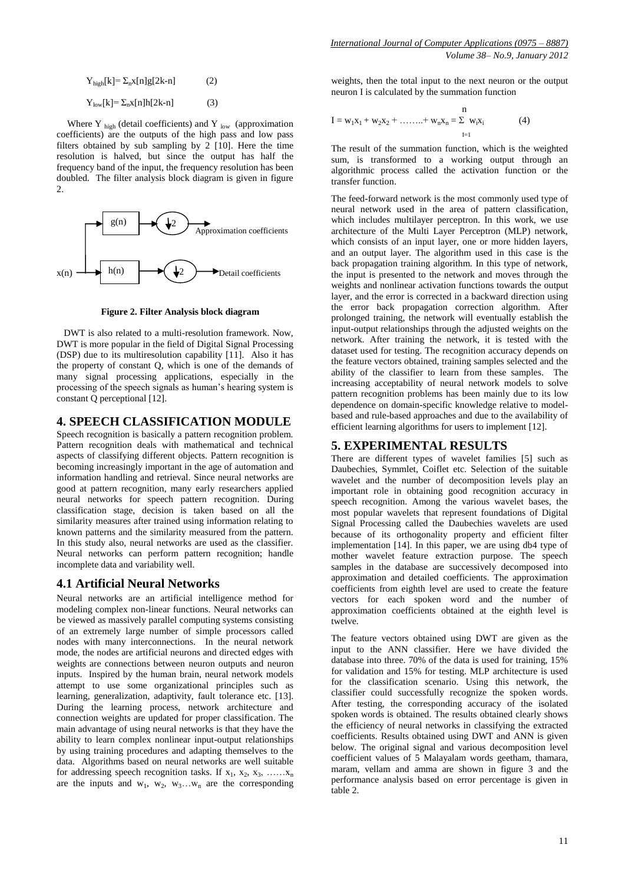$$Y_{high}[k] = \Sigma_n x[n]g[2k-n] \quad (2)$$

$$Y_{low}[k] = \Sigma_n x[n]h[2k-n] \quad (3)$$

Where $Y_{high}$ (detail coefficients) and $Y_{low}$ (approximation coefficients) are the outputs of the high pass and low pass filters obtained by sub sampling by 2 [10]. Here the time resolution is halved, but since the output has half the frequency band of the input, the frequency resolution has been doubled. The filter analysis block diagram is given in figure 2.

**Figure 2. Filter Analysis block diagram**

DWT is also related to a multi-resolution framework. Now, DWT is more popular in the field of Digital Signal Processing (DSP) due to its multiresolution capability [11]. Also it has the property of constant Q, which is one of the demands of many signal processing applications, especially in the processing of the speech signals as human's hearing system is constant Q perceptional [12].

## 4. SPEECH CLASSIFICATION MODULE

Speech recognition is basically a pattern recognition problem. Pattern recognition deals with mathematical and technical aspects of classifying different objects. Pattern recognition is becoming increasingly important in the age of automation and information handling and retrieval. Since neural networks are good at pattern recognition, many early researchers applied neural networks for speech pattern recognition. During classification stage, decision is taken based on all the similarity measures after trained using information relating to known patterns and the similarity measured from the pattern. In this study also, neural networks are used as the classifier. Neural networks can perform pattern recognition; handle incomplete data and variability well.

### 4.1 Artificial Neural Networks

Neural networks are an artificial intelligence method for modeling complex non-linear functions. Neural networks can be viewed as massively parallel computing systems consisting of an extremely large number of simple processors called nodes with many interconnections. In the neural network mode, the nodes are artificial neurons and directed edges with weights are connections between neuron outputs and neuron inputs. Inspired by the human brain, neural network models attempt to use some organizational principles such as learning, generalization, adaptivity, fault tolerance etc. [13]. During the learning process, network architecture and connection weights are updated for proper classification. The main advantage of using neural networks is that they have the ability to learn complex nonlinear input-output relationships by using training procedures and adapting themselves to the data. Algorithms based on neural networks are well suitable for addressing speech recognition tasks. If $x_1, x_2, x_3, \ldots\ldots x_n$ are the inputs and $w_1, w_2, w_3 \ldots w_n$ are the corresponding weights, then the total input to the next neuron or the output neuron I is calculated by the summation function

$$I = w_1x_1 + w_2x_2 + \ldots\ldots.. + w_nx_n = \sum_{I=1}^{n} w_ix_i \quad (4)$$

The result of the summation function, which is the weighted sum, is transformed to a working output through an algorithmic process called the activation function or the transfer function.

The feed-forward network is the most commonly used type of neural network used in the area of pattern classification, which includes multilayer perceptron. In this work, we use architecture of the Multi Layer Perceptron (MLP) network, which consists of an input layer, one or more hidden layers, and an output layer. The algorithm used in this case is the back propagation training algorithm. In this type of network, the input is presented to the network and moves through the weights and nonlinear activation functions towards the output layer, and the error is corrected in a backward direction using the error back propagation correction algorithm. After prolonged training, the network will eventually establish the input-output relationships through the adjusted weights on the network. After training the network, it is tested with the dataset used for testing. The recognition accuracy depends on the feature vectors obtained, training samples selected and the ability of the classifier to learn from these samples. The increasing acceptability of neural network models to solve pattern recognition problems has been mainly due to its low dependence on domain-specific knowledge relative to model-based and rule-based approaches and due to the availability of efficient learning algorithms for users to implement [12].

## 5. EXPERIMENTAL RESULTS

There are different types of wavelet families [5] such as Daubechies, Symmlet, Coiflet etc. Selection of the suitable wavelet and the number of decomposition levels play an important role in obtaining good recognition accuracy in speech recognition. Among the various wavelet bases, the most popular wavelets that represent foundations of Digital Signal Processing called the Daubechies wavelets are used because of its orthogonality property and efficient filter implementation [14]. In this paper, we are using db4 type of mother wavelet feature extraction purpose. The speech samples in the database are successively decomposed into approximation and detailed coefficients. The approximation coefficients from eighth level are used to create the feature vectors for each spoken word and the number of approximation coefficients obtained at the eighth level is twelve.

The feature vectors obtained using DWT are given as the input to the ANN classifier. Here we have divided the database into three. 70% of the data is used for training, 15% for validation and 15% for testing. MLP architecture is used for the classification scenario. Using this network, the classifier could successfully recognize the spoken words. After testing, the corresponding accuracy of the isolated spoken words is obtained. The results obtained clearly shows the efficiency of neural networks in classifying the extracted coefficients. Results obtained using DWT and ANN is given below. The original signal and various decomposition level coefficient values of 5 Malayalam words geetham, thamara, maram, vellam and amma are shown in figure 3 and the performance analysis based on error percentage is given in table 2.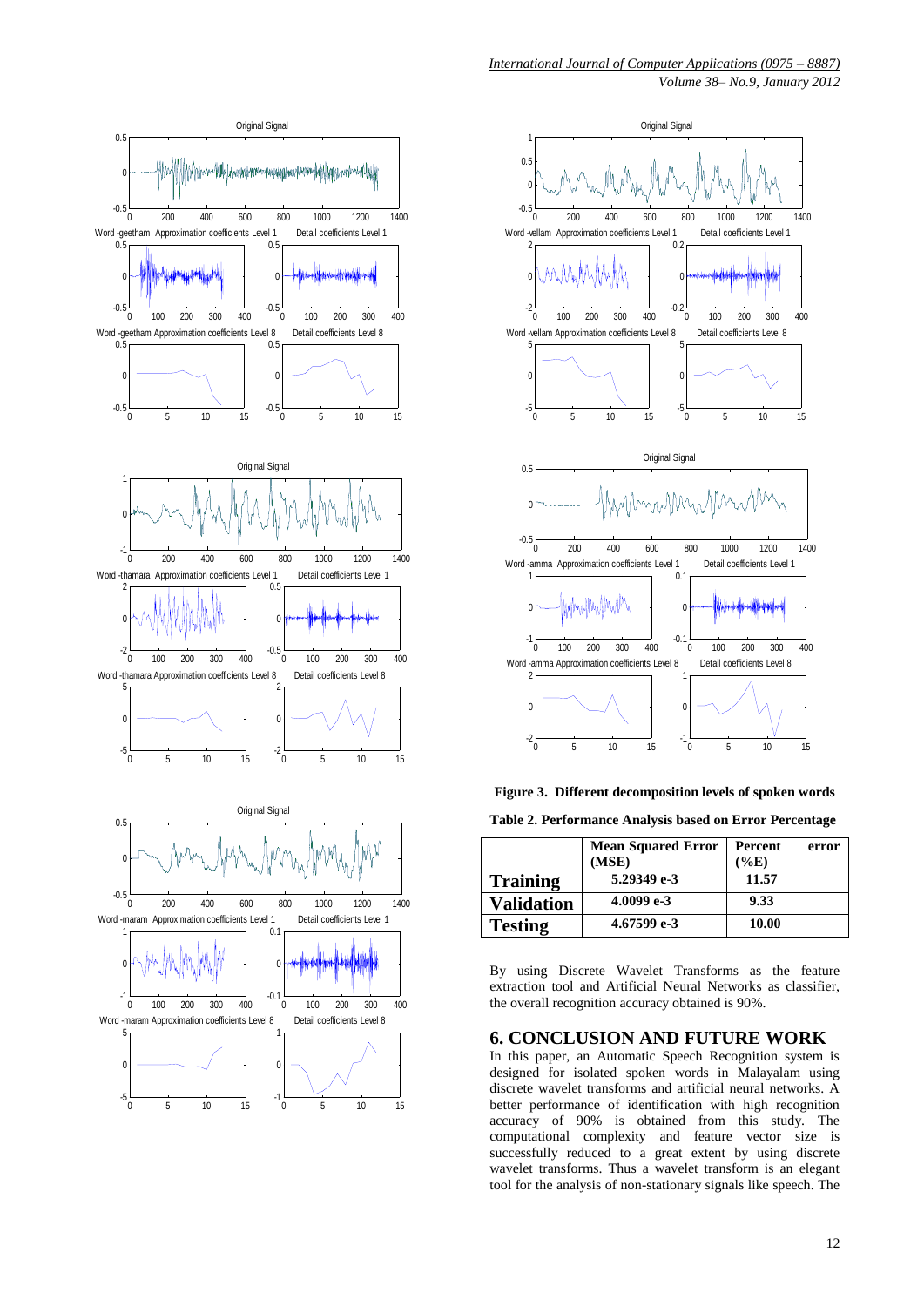**Figure 3. Different decomposition levels of spoken words**

**Table 2. Performance Analysis based on Error Percentage**

| | Mean Squared Error (MSE) | Percent error (%E) |
|---|---|---|
| **Training** | **5.29349 e-3** | **11.57** |
| **Validation** | **4.0099 e-3** | **9.33** |
| **Testing** | **4.67599 e-3** | **10.00** |

By using Discrete Wavelet Transforms as the feature extraction tool and Artificial Neural Networks as classifier, the overall recognition accuracy obtained is 90%.

## 6. CONCLUSION AND FUTURE WORK

In this paper, an Automatic Speech Recognition system is designed for isolated spoken words in Malayalam using discrete wavelet transforms and artificial neural networks. A better performance of identification with high recognition accuracy of 90% is obtained from this study. The computational complexity and feature vector size is successfully reduced to a great extent by using discrete wavelet transforms. Thus a wavelet transform is an elegant tool for the analysis of non-stationary signals like speech. The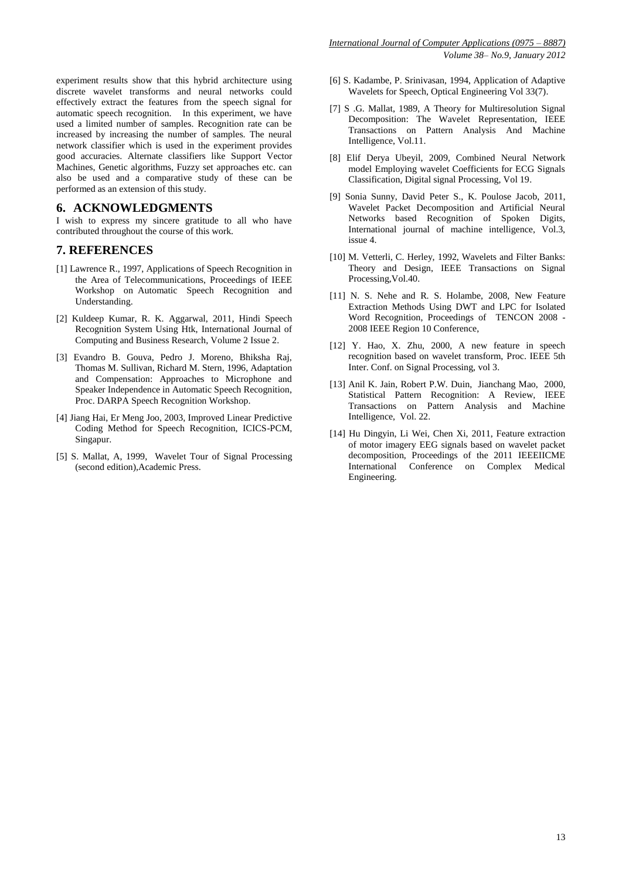experiment results show that this hybrid architecture using discrete wavelet transforms and neural networks could effectively extract the features from the speech signal for automatic speech recognition. In this experiment, we have used a limited number of samples. Recognition rate can be increased by increasing the number of samples. The neural network classifier which is used in the experiment provides good accuracies. Alternate classifiers like Support Vector Machines, Genetic algorithms, Fuzzy set approaches etc. can also be used and a comparative study of these can be performed as an extension of this study.

## 6. ACKNOWLEDGMENTS

I wish to express my sincere gratitude to all who have contributed throughout the course of this work.

## 7. REFERENCES

[1] Lawrence R., 1997, Applications of Speech Recognition in the Area of Telecommunications, Proceedings of IEEE Workshop on Automatic Speech Recognition and Understanding.

[2] Kuldeep Kumar, R. K. Aggarwal, 2011, Hindi Speech Recognition System Using Htk, International Journal of Computing and Business Research, Volume 2 Issue 2.

[3] Evandro B. Gouva, Pedro J. Moreno, Bhiksha Raj, Thomas M. Sullivan, Richard M. Stern, 1996, Adaptation and Compensation: Approaches to Microphone and Speaker Independence in Automatic Speech Recognition, Proc. DARPA Speech Recognition Workshop.

[4] Jiang Hai, Er Meng Joo, 2003, Improved Linear Predictive Coding Method for Speech Recognition, ICICS-PCM, Singapur.

[5] S. Mallat, A, 1999, Wavelet Tour of Signal Processing (second edition),Academic Press.

[6] S. Kadambe, P. Srinivasan, 1994, Application of Adaptive Wavelets for Speech, Optical Engineering Vol 33(7).

[7] S .G. Mallat, 1989, A Theory for Multiresolution Signal Decomposition: The Wavelet Representation, IEEE Transactions on Pattern Analysis And Machine Intelligence, Vol.11.

[8] Elif Derya Ubeyil, 2009, Combined Neural Network model Employing wavelet Coefficients for ECG Signals Classification, Digital signal Processing, Vol 19.

[9] Sonia Sunny, David Peter S., K. Poulose Jacob, 2011, Wavelet Packet Decomposition and Artificial Neural Networks based Recognition of Spoken Digits, International journal of machine intelligence, Vol.3, issue 4.

[10] M. Vetterli, C. Herley, 1992, Wavelets and Filter Banks: Theory and Design, IEEE Transactions on Signal Processing,Vol.40.

[11] N. S. Nehe and R. S. Holambe, 2008, New Feature Extraction Methods Using DWT and LPC for Isolated Word Recognition, Proceedings of TENCON 2008 - 2008 IEEE Region 10 Conference,

[12] Y. Hao, X. Zhu, 2000, A new feature in speech recognition based on wavelet transform, Proc. IEEE 5th Inter. Conf. on Signal Processing, vol 3.

[13] Anil K. Jain, Robert P.W. Duin, Jianchang Mao, 2000, Statistical Pattern Recognition: A Review, IEEE Transactions on Pattern Analysis and Machine Intelligence, Vol. 22.

[14] Hu Dingyin, Li Wei, Chen Xi, 2011, Feature extraction of motor imagery EEG signals based on wavelet packet decomposition, Proceedings of the 2011 IEEEIICME International Conference on Complex Medical Engineering.